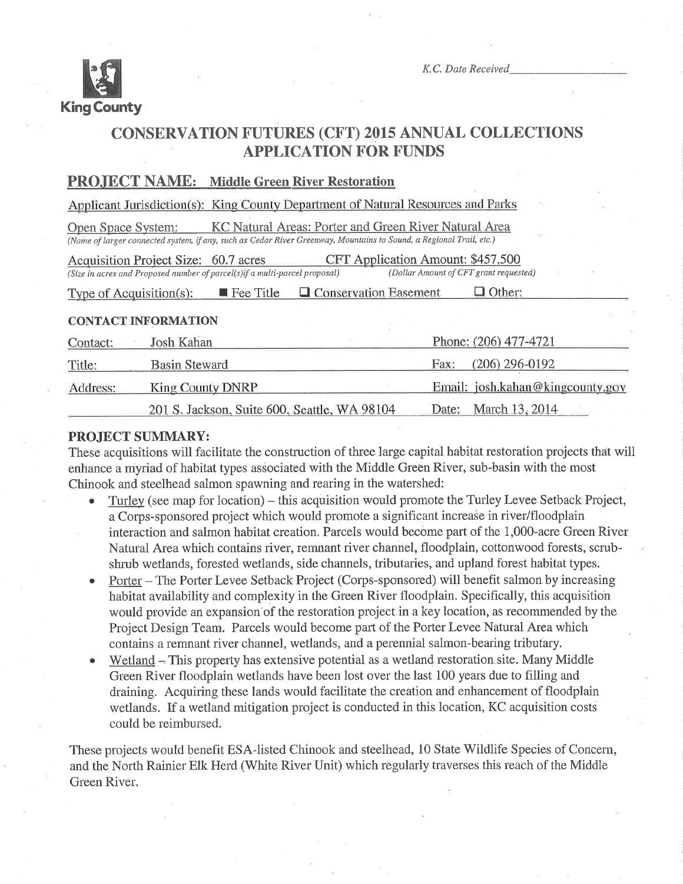King County

*K.C. Date Received*\_\_\_\_\_\_\_\_\_\_\_\_\_\_\_\_\_\_

# CONSERVATION FUTURES (CFT) 2015 ANNUAL COLLECTIONS APPLICATION FOR FUNDS

## PROJECT NAME: Middle Green River Restoration

Applicant Jurisdiction(s): King County Department of Natural Resources and Parks

Open Space System: KC Natural Areas: Porter and Green River Natural Area
*(Name of larger connected system, if any, such as Cedar River Greenway, Mountains to Sound, a Regional Trail, etc.)*

Acquisition Project Size: 60.7 acres — CFT Application Amount: $457,500
*(Size in acres and Proposed number of parcel(s)if a multi-parcel proposal)* — *(Dollar Amount of CFT grant requested)*

Type of Acquisition(s): ■ Fee Title ☐ Conservation Easement ☐ Other:

### CONTACT INFORMATION

| | | | |
|---|---|---|---|
| Contact: | Josh Kahan | Phone: | (206) 477-4721 |
| Title: | Basin Steward | Fax: | (206) 296-0192 |
| Address: | King County DNRP | Email: | josh.kahan@kingcounty.gov |
| | 201 S. Jackson, Suite 600, Seattle, WA 98104 | Date: | March 13, 2014 |

### PROJECT SUMMARY:

These acquisitions will facilitate the construction of three large capital habitat restoration projects that will enhance a myriad of habitat types associated with the Middle Green River, sub-basin with the most Chinook and steelhead salmon spawning and rearing in the watershed:

- Turley (see map for location) – this acquisition would promote the Turley Levee Setback Project, a Corps-sponsored project which would promote a significant increase in river/floodplain interaction and salmon habitat creation. Parcels would become part of the 1,000-acre Green River Natural Area which contains river, remnant river channel, floodplain, cottonwood forests, scrub-shrub wetlands, forested wetlands, side channels, tributaries, and upland forest habitat types.
- Porter – The Porter Levee Setback Project (Corps-sponsored) will benefit salmon by increasing habitat availability and complexity in the Green River floodplain. Specifically, this acquisition would provide an expansion of the restoration project in a key location, as recommended by the Project Design Team. Parcels would become part of the Porter Levee Natural Area which contains a remnant river channel, wetlands, and a perennial salmon-bearing tributary.
- Wetland – This property has extensive potential as a wetland restoration site. Many Middle Green River floodplain wetlands have been lost over the last 100 years due to filling and draining. Acquiring these lands would facilitate the creation and enhancement of floodplain wetlands. If a wetland mitigation project is conducted in this location, KC acquisition costs could be reimbursed.

These projects would benefit ESA-listed Chinook and steelhead, 10 State Wildlife Species of Concern, and the North Rainier Elk Herd (White River Unit) which regularly traverses this reach of the Middle Green River.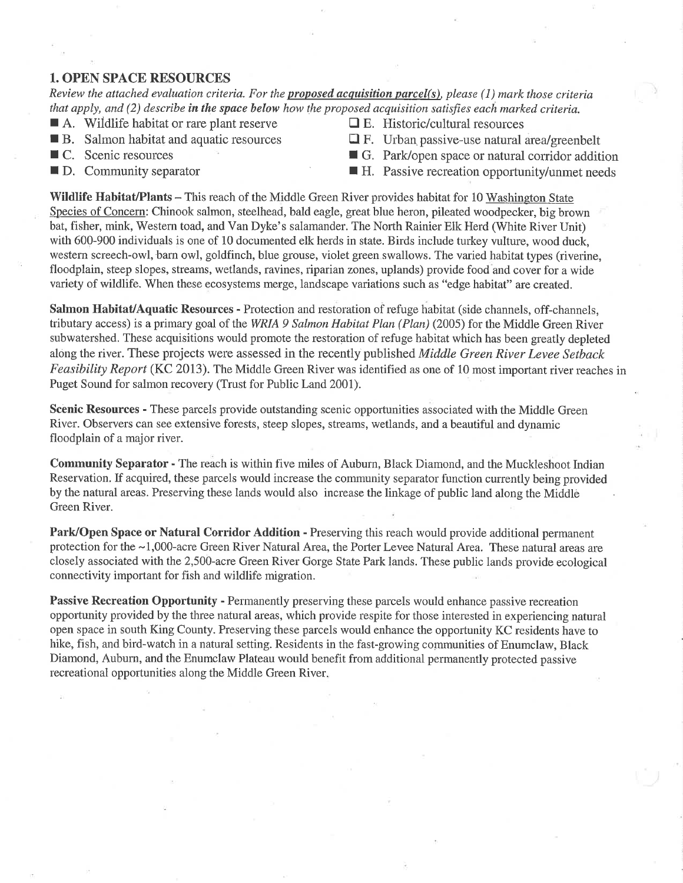## 1. OPEN SPACE RESOURCES

*Review the attached evaluation criteria. For the* ***proposed acquisition parcel(s)****, please (1) mark those criteria that apply, and (2) describe* ***in the space below*** *how the proposed acquisition satisfies each marked criteria.*

- ■ A. Wildlife habitat or rare plant reserve
- ■ B. Salmon habitat and aquatic resources
- ■ C. Scenic resources
- ■ D. Community separator
- ☐ E. Historic/cultural resources
- ☐ F. Urban passive-use natural area/greenbelt
- ■ G. Park/open space or natural corridor addition
- ■ H. Passive recreation opportunity/unmet needs

**Wildlife Habitat/Plants** – This reach of the Middle Green River provides habitat for 10 Washington State Species of Concern: Chinook salmon, steelhead, bald eagle, great blue heron, pileated woodpecker, big brown bat, fisher, mink, Western toad, and Van Dyke's salamander. The North Rainier Elk Herd (White River Unit) with 600-900 individuals is one of 10 documented elk herds in state. Birds include turkey vulture, wood duck, western screech-owl, barn owl, goldfinch, blue grouse, violet green swallows. The varied habitat types (riverine, floodplain, steep slopes, streams, wetlands, ravines, riparian zones, uplands) provide food and cover for a wide variety of wildlife. When these ecosystems merge, landscape variations such as "edge habitat" are created.

**Salmon Habitat/Aquatic Resources** - Protection and restoration of refuge habitat (side channels, off-channels, tributary access) is a primary goal of the *WRIA 9 Salmon Habitat Plan (Plan)* (2005) for the Middle Green River subwatershed. These acquisitions would promote the restoration of refuge habitat which has been greatly depleted along the river. These projects were assessed in the recently published *Middle Green River Levee Setback Feasibility Report* (KC 2013). The Middle Green River was identified as one of 10 most important river reaches in Puget Sound for salmon recovery (Trust for Public Land 2001).

**Scenic Resources** - These parcels provide outstanding scenic opportunities associated with the Middle Green River. Observers can see extensive forests, steep slopes, streams, wetlands, and a beautiful and dynamic floodplain of a major river.

**Community Separator** - The reach is within five miles of Auburn, Black Diamond, and the Muckleshoot Indian Reservation. If acquired, these parcels would increase the community separator function currently being provided by the natural areas. Preserving these lands would also increase the linkage of public land along the Middle Green River.

**Park/Open Space or Natural Corridor Addition** - Preserving this reach would provide additional permanent protection for the ~1,000-acre Green River Natural Area, the Porter Levee Natural Area. These natural areas are closely associated with the 2,500-acre Green River Gorge State Park lands. These public lands provide ecological connectivity important for fish and wildlife migration.

**Passive Recreation Opportunity** - Permanently preserving these parcels would enhance passive recreation opportunity provided by the three natural areas, which provide respite for those interested in experiencing natural open space in south King County. Preserving these parcels would enhance the opportunity KC residents have to hike, fish, and bird-watch in a natural setting. Residents in the fast-growing communities of Enumclaw, Black Diamond, Auburn, and the Enumclaw Plateau would benefit from additional permanently protected passive recreational opportunities along the Middle Green River.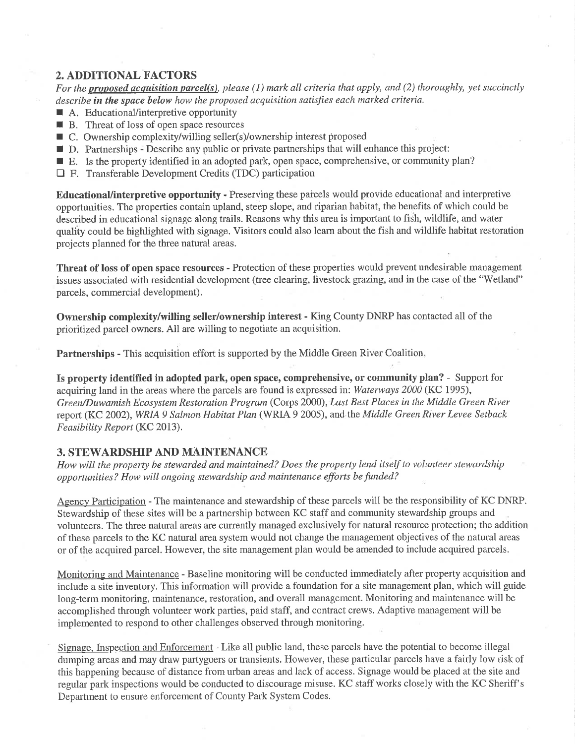## 2. ADDITIONAL FACTORS

*For the* ***proposed acquisition parcel(s)****, please (1) mark all criteria that apply, and (2) thoroughly, yet succinctly describe* ***in the space below*** *how the proposed acquisition satisfies each marked criteria.*

- ■ A. Educational/interpretive opportunity
- ■ B. Threat of loss of open space resources
- ■ C. Ownership complexity/willing seller(s)/ownership interest proposed
- ■ D. Partnerships - Describe any public or private partnerships that will enhance this project:
- ■ E. Is the property identified in an adopted park, open space, comprehensive, or community plan?
- ☐ F. Transferable Development Credits (TDC) participation

**Educational/interpretive opportunity -** Preserving these parcels would provide educational and interpretive opportunities. The properties contain upland, steep slope, and riparian habitat, the benefits of which could be described in educational signage along trails. Reasons why this area is important to fish, wildlife, and water quality could be highlighted with signage. Visitors could also learn about the fish and wildlife habitat restoration projects planned for the three natural areas.

**Threat of loss of open space resources -** Protection of these properties would prevent undesirable management issues associated with residential development (tree clearing, livestock grazing, and in the case of the "Wetland" parcels, commercial development).

**Ownership complexity/willing seller/ownership interest -** King County DNRP has contacted all of the prioritized parcel owners. All are willing to negotiate an acquisition.

**Partnerships -** This acquisition effort is supported by the Middle Green River Coalition.

**Is property identified in adopted park, open space, comprehensive, or community plan? -** Support for acquiring land in the areas where the parcels are found is expressed in: *Waterways 2000* (KC 1995), *Green/Duwamish Ecosystem Restoration Program* (Corps 2000), *Last Best Places in the Middle Green River* report (KC 2002), *WRIA 9 Salmon Habitat Plan* (WRIA 9 2005), and the *Middle Green River Levee Setback Feasibility Report* (KC 2013).

## 3. STEWARDSHIP AND MAINTENANCE

*How will the property be stewarded and maintained? Does the property lend itself to volunteer stewardship opportunities? How will ongoing stewardship and maintenance efforts be funded?*

Agency Participation - The maintenance and stewardship of these parcels will be the responsibility of KC DNRP. Stewardship of these sites will be a partnership between KC staff and community stewardship groups and volunteers. The three natural areas are currently managed exclusively for natural resource protection; the addition of these parcels to the KC natural area system would not change the management objectives of the natural areas or of the acquired parcel. However, the site management plan would be amended to include acquired parcels.

Monitoring and Maintenance - Baseline monitoring will be conducted immediately after property acquisition and include a site inventory. This information will provide a foundation for a site management plan, which will guide long-term monitoring, maintenance, restoration, and overall management. Monitoring and maintenance will be accomplished through volunteer work parties, paid staff, and contract crews. Adaptive management will be implemented to respond to other challenges observed through monitoring.

Signage, Inspection and Enforcement - Like all public land, these parcels have the potential to become illegal dumping areas and may draw partygoers or transients. However, these particular parcels have a fairly low risk of this happening because of distance from urban areas and lack of access. Signage would be placed at the site and regular park inspections would be conducted to discourage misuse. KC staff works closely with the KC Sheriff's Department to ensure enforcement of County Park System Codes.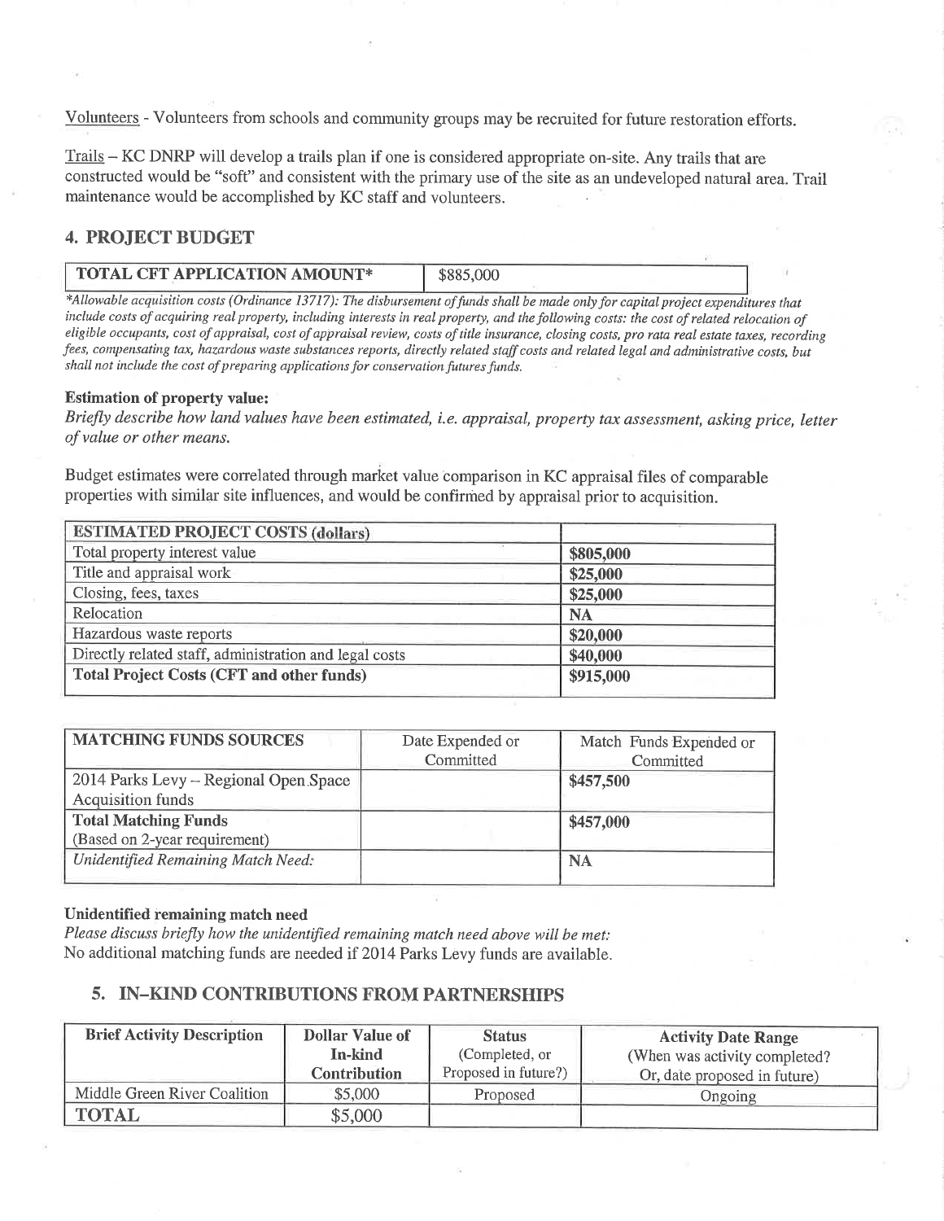Volunteers - Volunteers from schools and community groups may be recruited for future restoration efforts.

Trails – KC DNRP will develop a trails plan if one is considered appropriate on-site. Any trails that are constructed would be "soft" and consistent with the primary use of the site as an undeveloped natural area. Trail maintenance would be accomplished by KC staff and volunteers.

## 4. PROJECT BUDGET

| TOTAL CFT APPLICATION AMOUNT* | $885,000 |
|---|---|

*\*Allowable acquisition costs (Ordinance 13717): The disbursement of funds shall be made only for capital project expenditures that include costs of acquiring real property, including interests in real property, and the following costs: the cost of related relocation of eligible occupants, cost of appraisal, cost of appraisal review, costs of title insurance, closing costs, pro rata real estate taxes, recording fees, compensating tax, hazardous waste substances reports, directly related staff costs and related legal and administrative costs, but shall not include the cost of preparing applications for conservation futures funds.*

**Estimation of property value:**

*Briefly describe how land values have been estimated, i.e. appraisal, property tax assessment, asking price, letter of value or other means.*

Budget estimates were correlated through market value comparison in KC appraisal files of comparable properties with similar site influences, and would be confirmed by appraisal prior to acquisition.

| ESTIMATED PROJECT COSTS (dollars) | |
|---|---|
| Total property interest value | **$805,000** |
| Title and appraisal work | **$25,000** |
| Closing, fees, taxes | **$25,000** |
| Relocation | **NA** |
| Hazardous waste reports | **$20,000** |
| Directly related staff, administration and legal costs | **$40,000** |
| **Total Project Costs (CFT and other funds)** | **$915,000** |

| MATCHING FUNDS SOURCES | Date Expended or Committed | Match Funds Expended or Committed |
|---|---|---|
| 2014 Parks Levy – Regional Open Space Acquisition funds | | **$457,500** |
| **Total Matching Funds** (Based on 2-year requirement) | | **$457,000** |
| *Unidentified Remaining Match Need:* | | **NA** |

**Unidentified remaining match need**

*Please discuss briefly how the unidentified remaining match need above will be met:*
No additional matching funds are needed if 2014 Parks Levy funds are available.

## 5. IN-KIND CONTRIBUTIONS FROM PARTNERSHIPS

| Brief Activity Description | Dollar Value of In-kind Contribution | Status (Completed, or Proposed in future?) | Activity Date Range (When was activity completed? Or, date proposed in future) |
|---|---|---|---|
| Middle Green River Coalition | $5,000 | Proposed | Ongoing |
| **TOTAL** | $5,000 | | |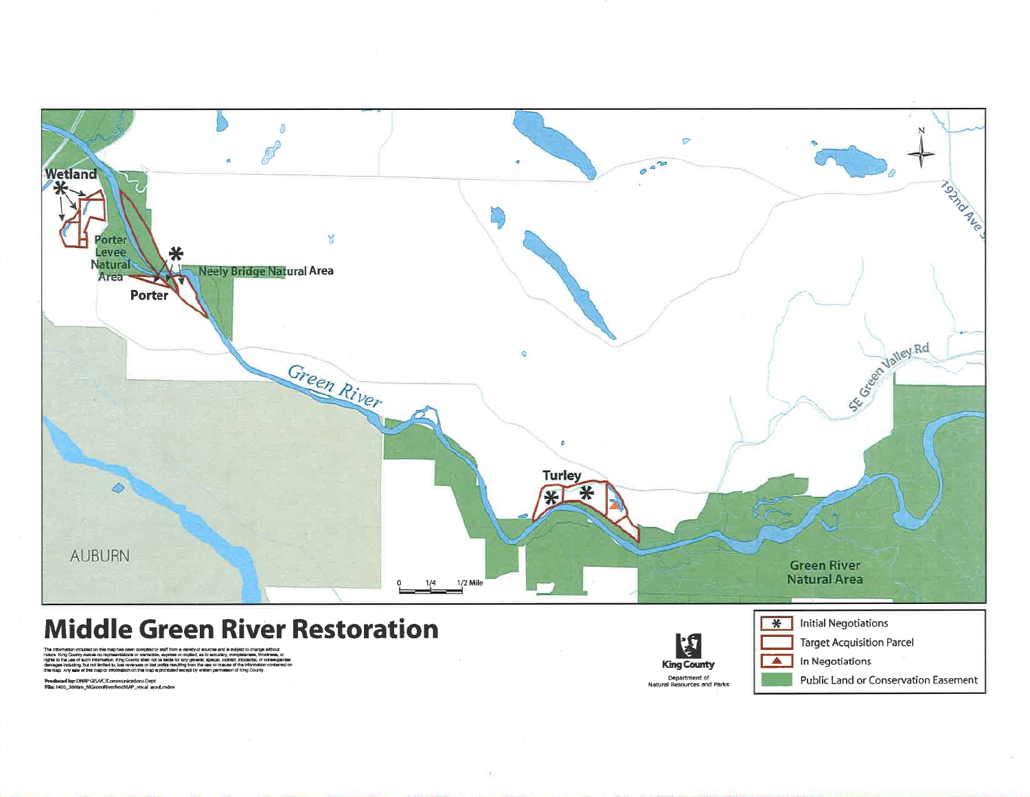Wetland

Porter Levee Natural Area

Neely Bridge Natural Area

Porter

Green River

192nd Ave S

SE Green Valley Rd

Turley

AUBURN

0 1/4 1/2 Mile

Green River Natural Area

N

# Middle Green River Restoration

The information included on this map has been compiled by staff from a variety of sources and is subject to change without notice. King County makes no representations or warranties, express or implied, as to accuracy, completeness, timeliness, or rights to the use of such information. King County shall not be liable for any general, special, indirect, incidental, or consequential damages including, but not limited to, lost revenues or lost profits resulting from the use or misuse of the information contained on this map. Any sale of this map or information on this map is prohibited except by written permission of King County.

**Produced by:** DNRP GIS/VC/Communications Dept
**File:** 1403_3866m_MGreenRiverRestMAP_rev.ai arou/.mdev

King County
Department of Natural Resources and Parks

* Initial Negotiations
Target Acquisition Parcel
In Negotiations
Public Land or Conservation Easement